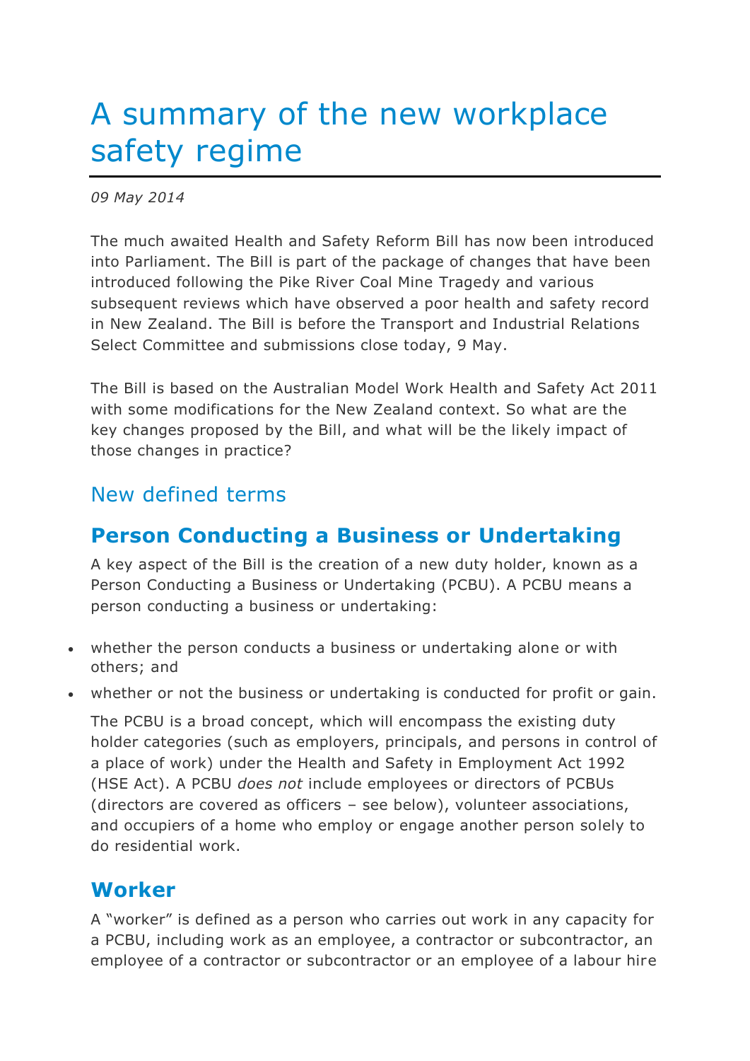# A summary of the new workplace safety regime

*09 May 2014*

The much awaited Health and Safety Reform Bill has now been introduced into Parliament. The Bill is part of the package of changes that have been introduced following the Pike River Coal Mine Tragedy and various subsequent reviews which have observed a poor health and safety record in New Zealand. The Bill is before the Transport and Industrial Relations Select Committee and submissions close today, 9 May.

The Bill is based on the Australian Model Work Health and Safety Act 2011 with some modifications for the New Zealand context. So what are the key changes proposed by the Bill, and what will be the likely impact of those changes in practice?

## New defined terms

### Person Conducting a Business or Undertaking

A key aspect of the Bill is the creation of a new duty holder, known as a Person Conducting a Business or Undertaking (PCBU). A PCBU means a person conducting a business or undertaking:

- whether the person conducts a business or undertaking alone or with others; and
- whether or not the business or undertaking is conducted for profit or gain.

The PCBU is a broad concept, which will encompass the existing duty holder categories (such as employers, principals, and persons in control of a place of work) under the Health and Safety in Employment Act 1992 (HSE Act). A PCBU *does not* include employees or directors of PCBUs (directors are covered as officers – see below), volunteer associations, and occupiers of a home who employ or engage another person solely to do residential work.

### Worker

A "worker" is defined as a person who carries out work in any capacity for a PCBU, including work as an employee, a contractor or subcontractor, an employee of a contractor or subcontractor or an employee of a labour hire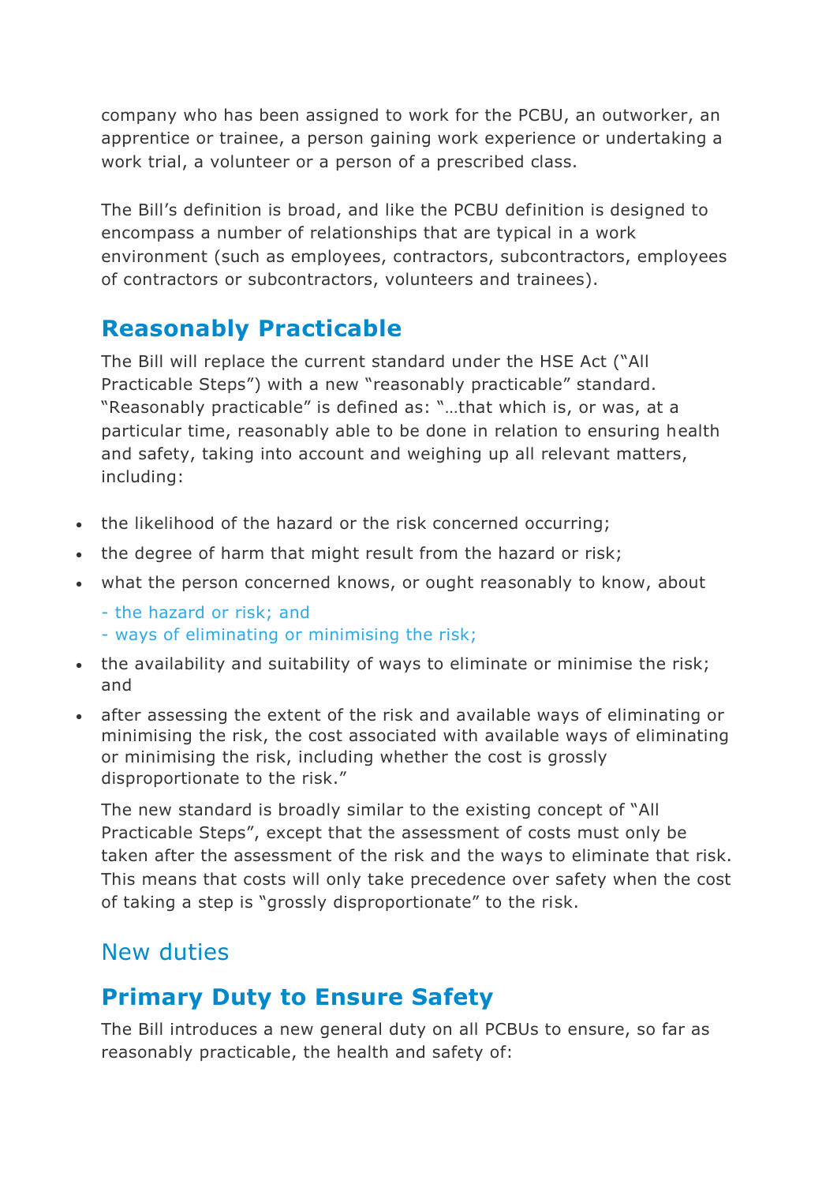company who has been assigned to work for the PCBU, an outworker, an apprentice or trainee, a person gaining work experience or undertaking a work trial, a volunteer or a person of a prescribed class.

The Bill's definition is broad, and like the PCBU definition is designed to encompass a number of relationships that are typical in a work environment (such as employees, contractors, subcontractors, employees of contractors or subcontractors, volunteers and trainees).

## Reasonably Practicable

The Bill will replace the current standard under the HSE Act ("All Practicable Steps") with a new "reasonably practicable" standard. "Reasonably practicable" is defined as: "…that which is, or was, at a particular time, reasonably able to be done in relation to ensuring health and safety, taking into account and weighing up all relevant matters, including:

- the likelihood of the hazard or the risk concerned occurring;
- the degree of harm that might result from the hazard or risk;
- what the person concerned knows, or ought reasonably to know, about
  - the hazard or risk; and
  - ways of eliminating or minimising the risk;
- the availability and suitability of ways to eliminate or minimise the risk; and
- after assessing the extent of the risk and available ways of eliminating or minimising the risk, the cost associated with available ways of eliminating or minimising the risk, including whether the cost is grossly disproportionate to the risk."

The new standard is broadly similar to the existing concept of "All Practicable Steps", except that the assessment of costs must only be taken after the assessment of the risk and the ways to eliminate that risk. This means that costs will only take precedence over safety when the cost of taking a step is "grossly disproportionate" to the risk.

## New duties

## Primary Duty to Ensure Safety

The Bill introduces a new general duty on all PCBUs to ensure, so far as reasonably practicable, the health and safety of: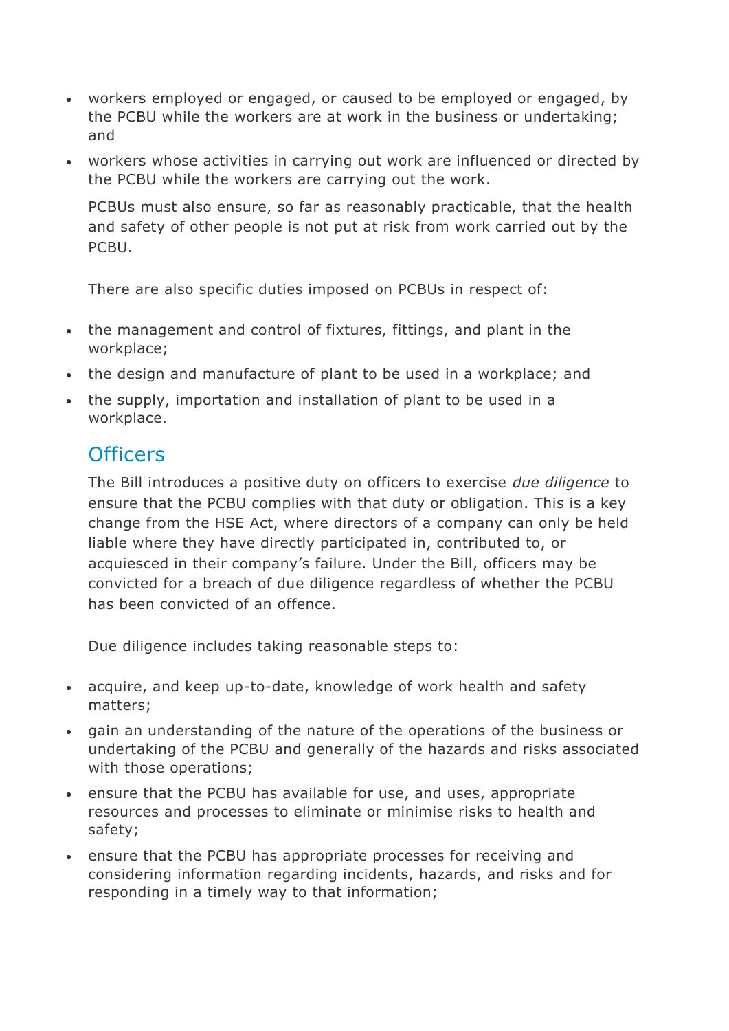- workers employed or engaged, or caused to be employed or engaged, by the PCBU while the workers are at work in the business or undertaking; and
- workers whose activities in carrying out work are influenced or directed by the PCBU while the workers are carrying out the work.

PCBUs must also ensure, so far as reasonably practicable, that the health and safety of other people is not put at risk from work carried out by the PCBU.

There are also specific duties imposed on PCBUs in respect of:

- the management and control of fixtures, fittings, and plant in the workplace;
- the design and manufacture of plant to be used in a workplace; and
- the supply, importation and installation of plant to be used in a workplace.

## Officers

The Bill introduces a positive duty on officers to exercise *due diligence* to ensure that the PCBU complies with that duty or obligation. This is a key change from the HSE Act, where directors of a company can only be held liable where they have directly participated in, contributed to, or acquiesced in their company's failure. Under the Bill, officers may be convicted for a breach of due diligence regardless of whether the PCBU has been convicted of an offence.

Due diligence includes taking reasonable steps to:

- acquire, and keep up-to-date, knowledge of work health and safety matters;
- gain an understanding of the nature of the operations of the business or undertaking of the PCBU and generally of the hazards and risks associated with those operations;
- ensure that the PCBU has available for use, and uses, appropriate resources and processes to eliminate or minimise risks to health and safety;
- ensure that the PCBU has appropriate processes for receiving and considering information regarding incidents, hazards, and risks and for responding in a timely way to that information;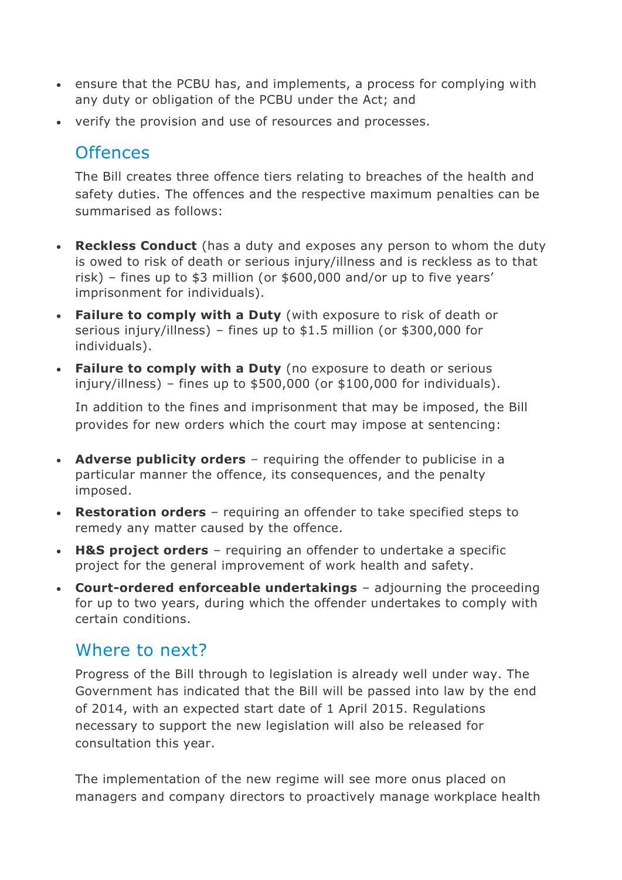- ensure that the PCBU has, and implements, a process for complying with any duty or obligation of the PCBU under the Act; and
- verify the provision and use of resources and processes.

## Offences

The Bill creates three offence tiers relating to breaches of the health and safety duties. The offences and the respective maximum penalties can be summarised as follows:

- **Reckless Conduct** (has a duty and exposes any person to whom the duty is owed to risk of death or serious injury/illness and is reckless as to that risk) – fines up to $3 million (or $600,000 and/or up to five years' imprisonment for individuals).
- **Failure to comply with a Duty** (with exposure to risk of death or serious injury/illness) – fines up to $1.5 million (or $300,000 for individuals).
- **Failure to comply with a Duty** (no exposure to death or serious injury/illness) – fines up to $500,000 (or $100,000 for individuals).

In addition to the fines and imprisonment that may be imposed, the Bill provides for new orders which the court may impose at sentencing:

- **Adverse publicity orders** – requiring the offender to publicise in a particular manner the offence, its consequences, and the penalty imposed.
- **Restoration orders** – requiring an offender to take specified steps to remedy any matter caused by the offence.
- **H&S project orders** – requiring an offender to undertake a specific project for the general improvement of work health and safety.
- **Court-ordered enforceable undertakings** – adjourning the proceeding for up to two years, during which the offender undertakes to comply with certain conditions.

## Where to next?

Progress of the Bill through to legislation is already well under way. The Government has indicated that the Bill will be passed into law by the end of 2014, with an expected start date of 1 April 2015. Regulations necessary to support the new legislation will also be released for consultation this year.

The implementation of the new regime will see more onus placed on managers and company directors to proactively manage workplace health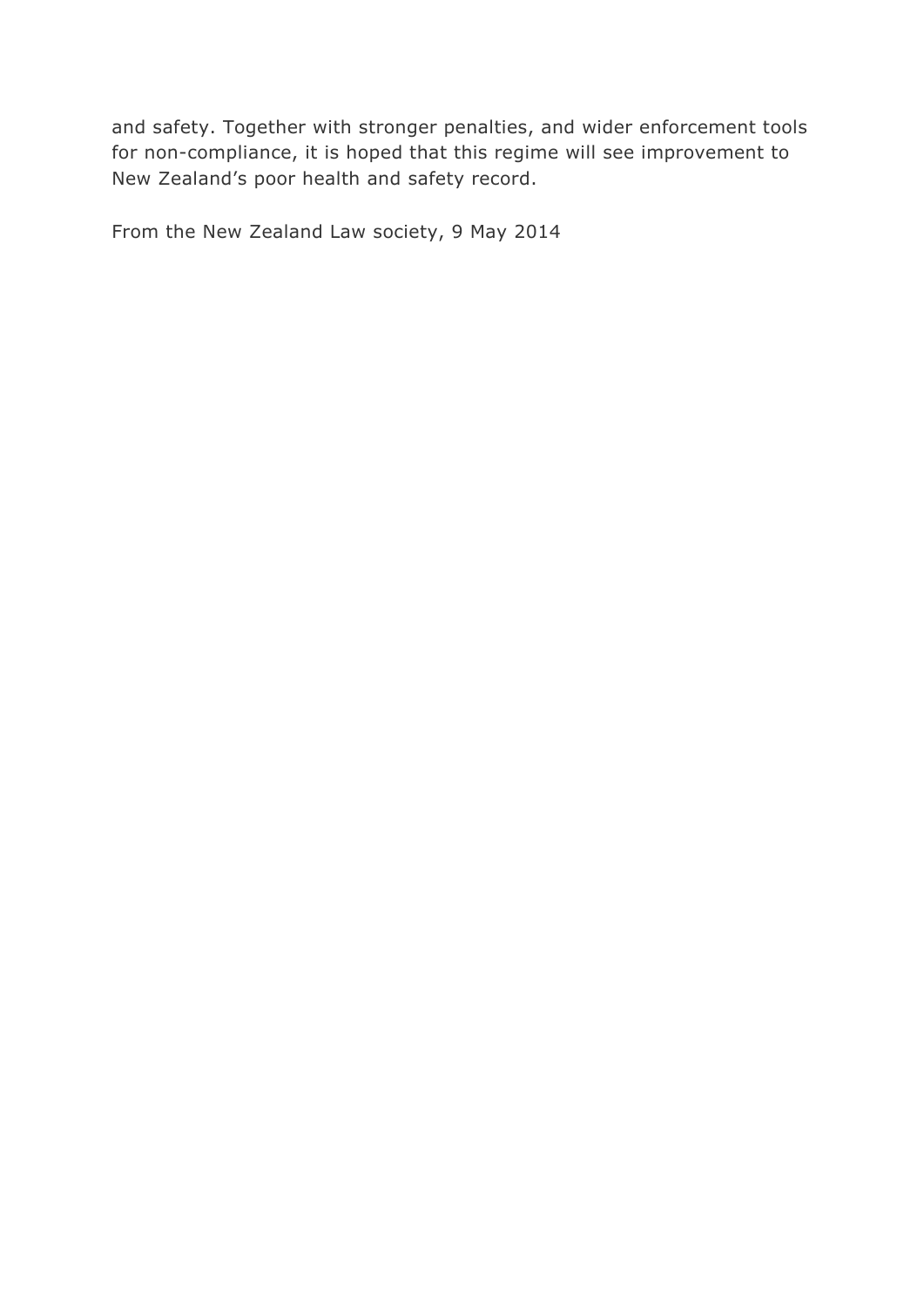and safety. Together with stronger penalties, and wider enforcement tools for non-compliance, it is hoped that this regime will see improvement to New Zealand's poor health and safety record.

From the New Zealand Law society, 9 May 2014